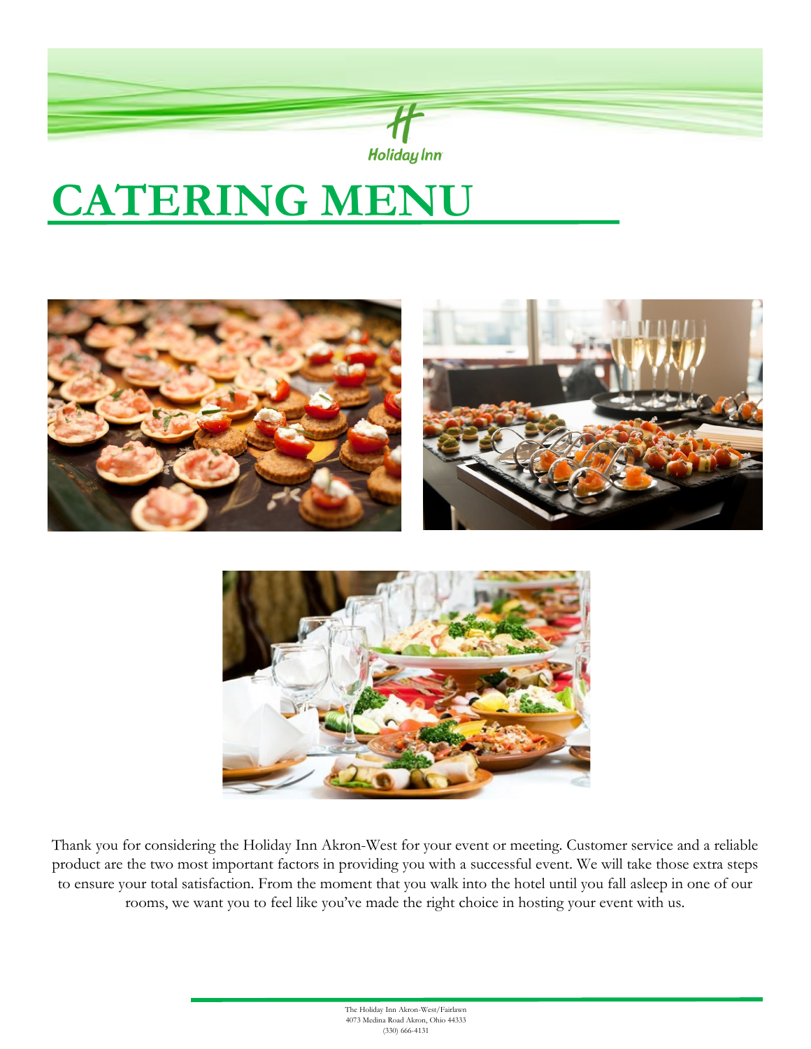Holiday Inn

# CATERING MENU

Thank you for considering the Holiday Inn Akron-West for your event or meeting. Customer service and a reliable product are the two most important factors in providing you with a successful event. We will take those extra steps to ensure your total satisfaction. From the moment that you walk into the hotel until you fall asleep in one of our rooms, we want you to feel like you've made the right choice in hosting your event with us.

The Holiday Inn Akron-West/Fairlawn
4073 Medina Road Akron, Ohio 44333
(330) 666-4131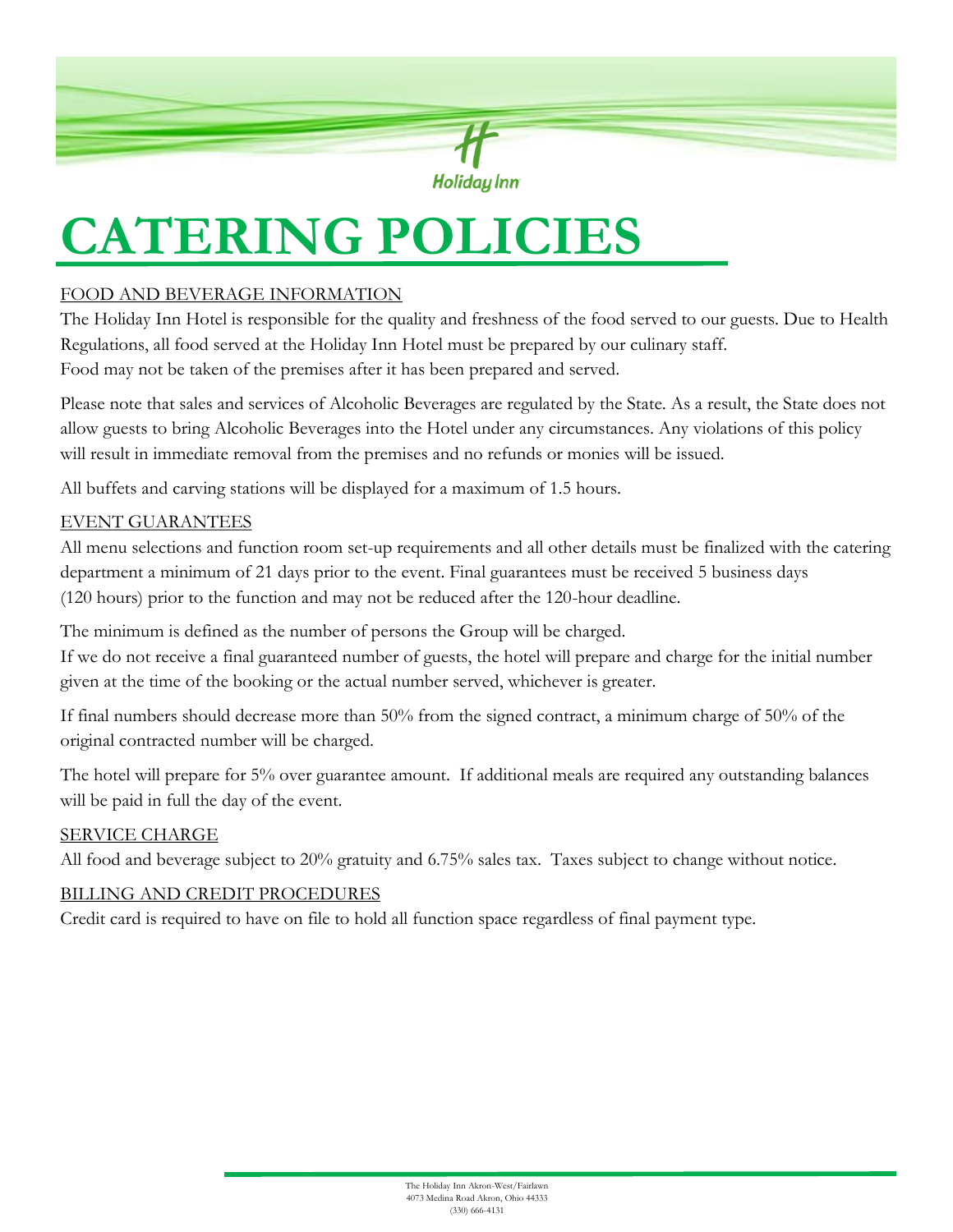# CATERING POLICIES

FOOD AND BEVERAGE INFORMATION

The Holiday Inn Hotel is responsible for the quality and freshness of the food served to our guests. Due to Health Regulations, all food served at the Holiday Inn Hotel must be prepared by our culinary staff.
Food may not be taken of the premises after it has been prepared and served.

Please note that sales and services of Alcoholic Beverages are regulated by the State. As a result, the State does not allow guests to bring Alcoholic Beverages into the Hotel under any circumstances. Any violations of this policy will result in immediate removal from the premises and no refunds or monies will be issued.

All buffets and carving stations will be displayed for a maximum of 1.5 hours.

EVENT GUARANTEES

All menu selections and function room set-up requirements and all other details must be finalized with the catering department a minimum of 21 days prior to the event. Final guarantees must be received 5 business days (120 hours) prior to the function and may not be reduced after the 120-hour deadline.

The minimum is defined as the number of persons the Group will be charged.
If we do not receive a final guaranteed number of guests, the hotel will prepare and charge for the initial number given at the time of the booking or the actual number served, whichever is greater.

If final numbers should decrease more than 50% from the signed contract, a minimum charge of 50% of the original contracted number will be charged.

The hotel will prepare for 5% over guarantee amount. If additional meals are required any outstanding balances will be paid in full the day of the event.

SERVICE CHARGE

All food and beverage subject to 20% gratuity and 6.75% sales tax. Taxes subject to change without notice.

BILLING AND CREDIT PROCEDURES

Credit card is required to have on file to hold all function space regardless of final payment type.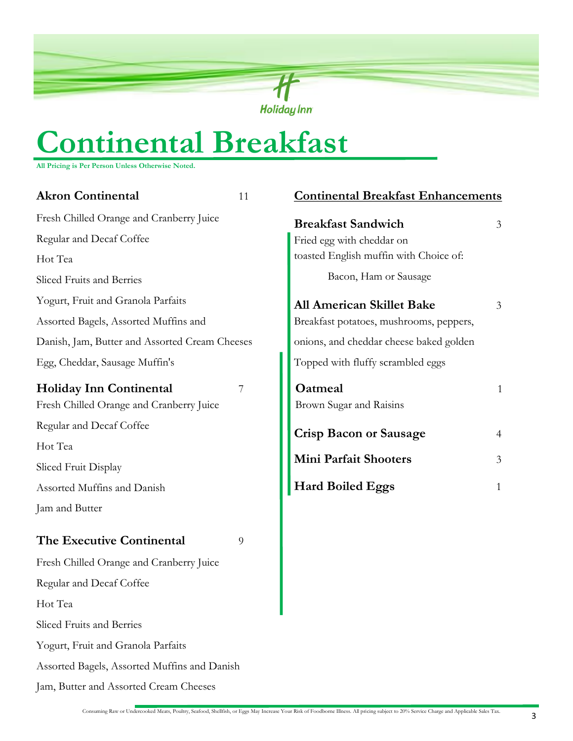# Continental Breakfast

**All Pricing is Per Person Unless Otherwise Noted.**

## Akron Continental 11

Fresh Chilled Orange and Cranberry Juice

Regular and Decaf Coffee

Hot Tea

Sliced Fruits and Berries

Yogurt, Fruit and Granola Parfaits

Assorted Bagels, Assorted Muffins and

Danish, Jam, Butter and Assorted Cream Cheeses

Egg, Cheddar, Sausage Muffin's

## Holiday Inn Continental 7

Fresh Chilled Orange and Cranberry Juice

Regular and Decaf Coffee

Hot Tea

Sliced Fruit Display

Assorted Muffins and Danish

Jam and Butter

## The Executive Continental 9

Fresh Chilled Orange and Cranberry Juice

Regular and Decaf Coffee

Hot Tea

Sliced Fruits and Berries

Yogurt, Fruit and Granola Parfaits

Assorted Bagels, Assorted Muffins and Danish

Jam, Butter and Assorted Cream Cheeses

## Continental Breakfast Enhancements

**Breakfast Sandwich** 3

Fried egg with cheddar on
toasted English muffin with Choice of:

Bacon, Ham or Sausage

**All American Skillet Bake** 3

Breakfast potatoes, mushrooms, peppers,
onions, and cheddar cheese baked golden
Topped with fluffy scrambled eggs

**Oatmeal** 1

Brown Sugar and Raisins

**Crisp Bacon or Sausage** 4

**Mini Parfait Shooters** 3

**Hard Boiled Eggs** 1

Consuming Raw or Undercooked Meats, Poultry, Seafood, Shellfish, or Eggs May Increase Your Risk of Foodborne Illness. All pricing subject to 20% Service Charge and Applicable Sales Tax.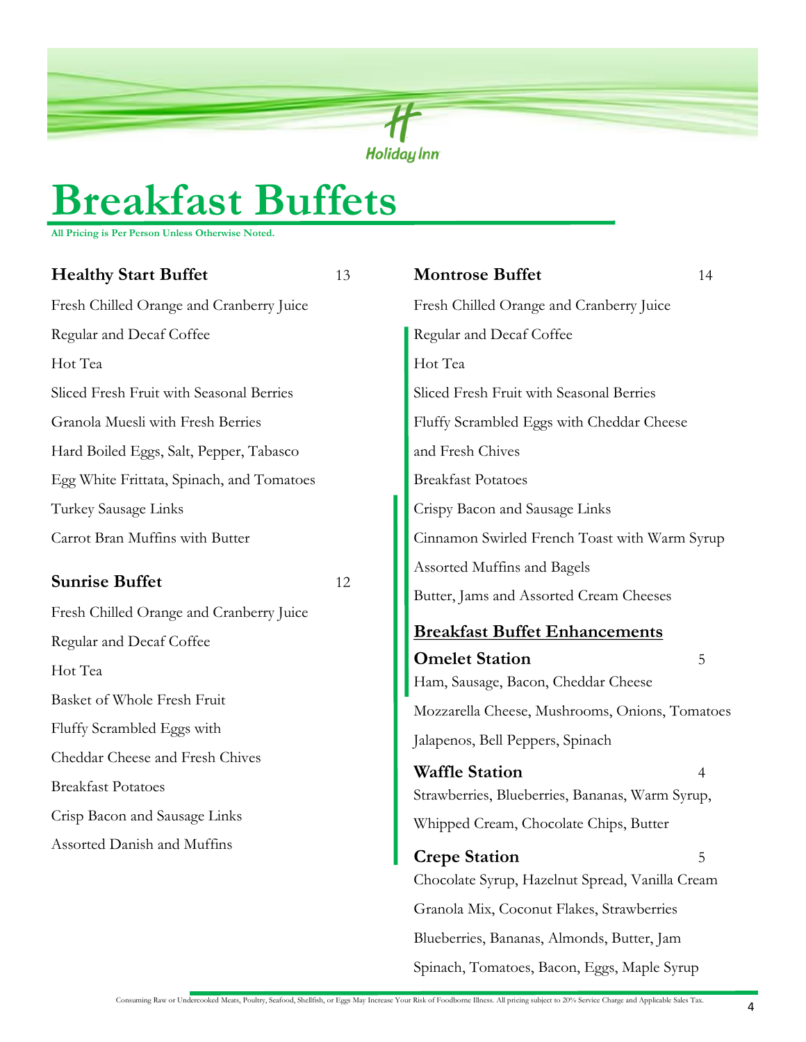Holiday Inn

# Breakfast Buffets

**All Pricing is Per Person Unless Otherwise Noted.**

### Healthy Start Buffet — 13

Fresh Chilled Orange and Cranberry Juice

Regular and Decaf Coffee

Hot Tea

Sliced Fresh Fruit with Seasonal Berries

Granola Muesli with Fresh Berries

Hard Boiled Eggs, Salt, Pepper, Tabasco

Egg White Frittata, Spinach, and Tomatoes

Turkey Sausage Links

Carrot Bran Muffins with Butter

### Sunrise Buffet — 12

Fresh Chilled Orange and Cranberry Juice

Regular and Decaf Coffee

Hot Tea

Basket of Whole Fresh Fruit

Fluffy Scrambled Eggs with

Cheddar Cheese and Fresh Chives

Breakfast Potatoes

Crisp Bacon and Sausage Links

Assorted Danish and Muffins

### Montrose Buffet — 14

Fresh Chilled Orange and Cranberry Juice

Regular and Decaf Coffee

Hot Tea

Sliced Fresh Fruit with Seasonal Berries

Fluffy Scrambled Eggs with Cheddar Cheese

and Fresh Chives

Breakfast Potatoes

Crispy Bacon and Sausage Links

Cinnamon Swirled French Toast with Warm Syrup

Assorted Muffins and Bagels

Butter, Jams and Assorted Cream Cheeses

## Breakfast Buffet Enhancements

### Omelet Station — 5

Ham, Sausage, Bacon, Cheddar Cheese

Mozzarella Cheese, Mushrooms, Onions, Tomatoes

Jalapenos, Bell Peppers, Spinach

### Waffle Station — 4

Strawberries, Blueberries, Bananas, Warm Syrup,

Whipped Cream, Chocolate Chips, Butter

### Crepe Station — 5

Chocolate Syrup, Hazelnut Spread, Vanilla Cream

Granola Mix, Coconut Flakes, Strawberries

Blueberries, Bananas, Almonds, Butter, Jam

Spinach, Tomatoes, Bacon, Eggs, Maple Syrup

Consuming Raw or Undercooked Meats, Poultry, Seafood, Shellfish, or Eggs May Increase Your Risk of Foodborne Illness. All pricing subject to 20% Service Charge and Applicable Sales Tax.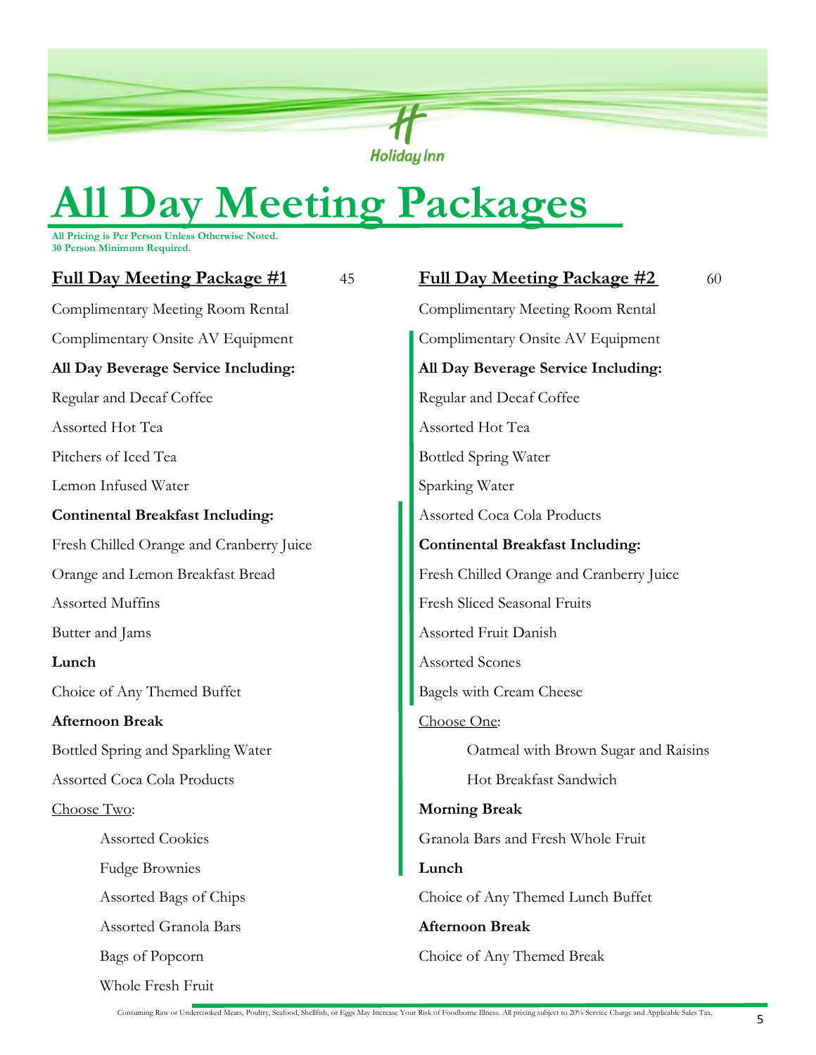# All Day Meeting Packages

**All Pricing is Per Person Unless Otherwise Noted.**
**30 Person Minimum Required.**

## Full Day Meeting Package #1 — 45

Complimentary Meeting Room Rental

Complimentary Onsite AV Equipment

**All Day Beverage Service Including:**

Regular and Decaf Coffee

Assorted Hot Tea

Pitchers of Iced Tea

Lemon Infused Water

**Continental Breakfast Including:**

Fresh Chilled Orange and Cranberry Juice

Orange and Lemon Breakfast Bread

Assorted Muffins

Butter and Jams

**Lunch**

Choice of Any Themed Buffet

**Afternoon Break**

Bottled Spring and Sparkling Water

Assorted Coca Cola Products

Choose Two:

- Assorted Cookies
- Fudge Brownies
- Assorted Bags of Chips
- Assorted Granola Bars
- Bags of Popcorn
- Whole Fresh Fruit

## Full Day Meeting Package #2 — 60

Complimentary Meeting Room Rental

Complimentary Onsite AV Equipment

**All Day Beverage Service Including:**

Regular and Decaf Coffee

Assorted Hot Tea

Bottled Spring Water

Sparking Water

Assorted Coca Cola Products

**Continental Breakfast Including:**

Fresh Chilled Orange and Cranberry Juice

Fresh Sliced Seasonal Fruits

Assorted Fruit Danish

Assorted Scones

Bagels with Cream Cheese

Choose One:

- Oatmeal with Brown Sugar and Raisins
- Hot Breakfast Sandwich

**Morning Break**

Granola Bars and Fresh Whole Fruit

**Lunch**

Choice of Any Themed Lunch Buffet

**Afternoon Break**

Choice of Any Themed Break

Consuming Raw or Undercooked Meats, Poultry, Seafood, Shellfish, or Eggs May Increase Your Risk of Foodborne Illness. All pricing subject to 20% Service Charge and Applicable Sales Tax.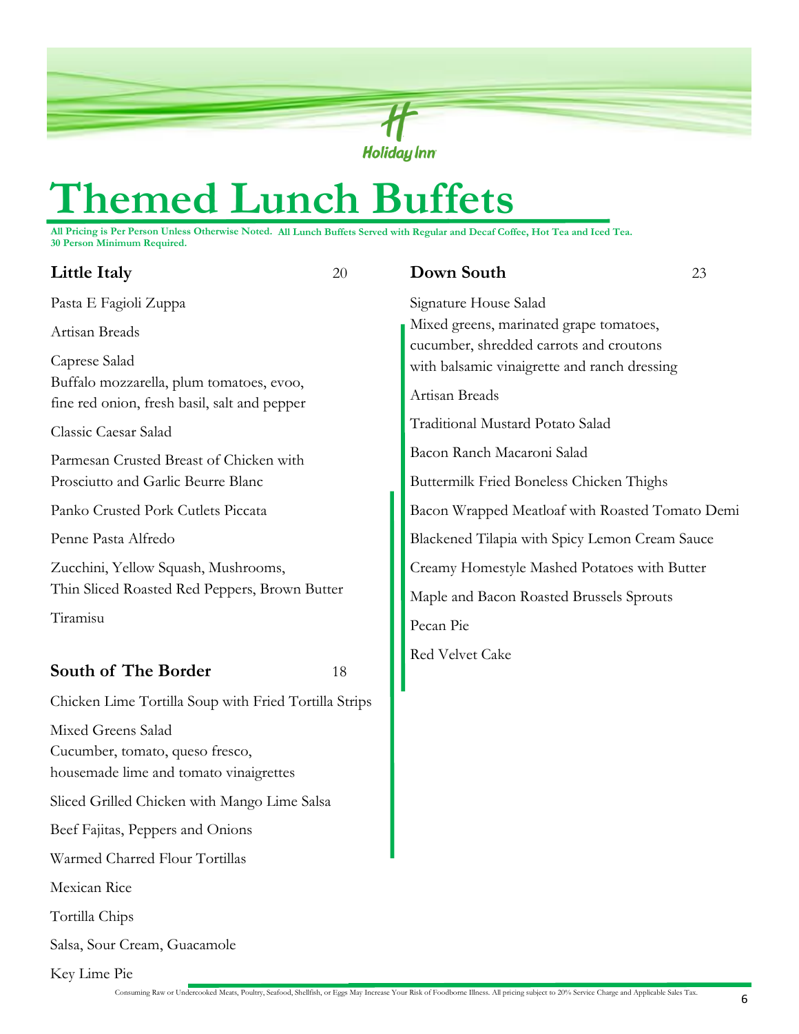# Themed Lunch Buffets

**All Pricing is Per Person Unless Otherwise Noted. All Lunch Buffets Served with Regular and Decaf Coffee, Hot Tea and Iced Tea.**
**30 Person Minimum Required.**

## Little Italy 20

Pasta E Fagioli Zuppa

Artisan Breads

Caprese Salad
Buffalo mozzarella, plum tomatoes, evoo, fine red onion, fresh basil, salt and pepper

Classic Caesar Salad

Parmesan Crusted Breast of Chicken with Prosciutto and Garlic Beurre Blanc

Panko Crusted Pork Cutlets Piccata

Penne Pasta Alfredo

Zucchini, Yellow Squash, Mushrooms, Thin Sliced Roasted Red Peppers, Brown Butter

Tiramisu

## South of The Border 18

Chicken Lime Tortilla Soup with Fried Tortilla Strips

Mixed Greens Salad
Cucumber, tomato, queso fresco, housemade lime and tomato vinaigrettes

Sliced Grilled Chicken with Mango Lime Salsa

Beef Fajitas, Peppers and Onions

Warmed Charred Flour Tortillas

Mexican Rice

Tortilla Chips

Salsa, Sour Cream, Guacamole

Key Lime Pie

## Down South 23

Signature House Salad
Mixed greens, marinated grape tomatoes, cucumber, shredded carrots and croutons with balsamic vinaigrette and ranch dressing

Artisan Breads

Traditional Mustard Potato Salad

Bacon Ranch Macaroni Salad

Buttermilk Fried Boneless Chicken Thighs

Bacon Wrapped Meatloaf with Roasted Tomato Demi

Blackened Tilapia with Spicy Lemon Cream Sauce

Creamy Homestyle Mashed Potatoes with Butter

Maple and Bacon Roasted Brussels Sprouts

Pecan Pie

Red Velvet Cake

Consuming Raw or Undercooked Meats, Poultry, Seafood, Shellfish, or Eggs May Increase Your Risk of Foodborne Illness. All pricing subject to 20% Service Charge and Applicable Sales Tax.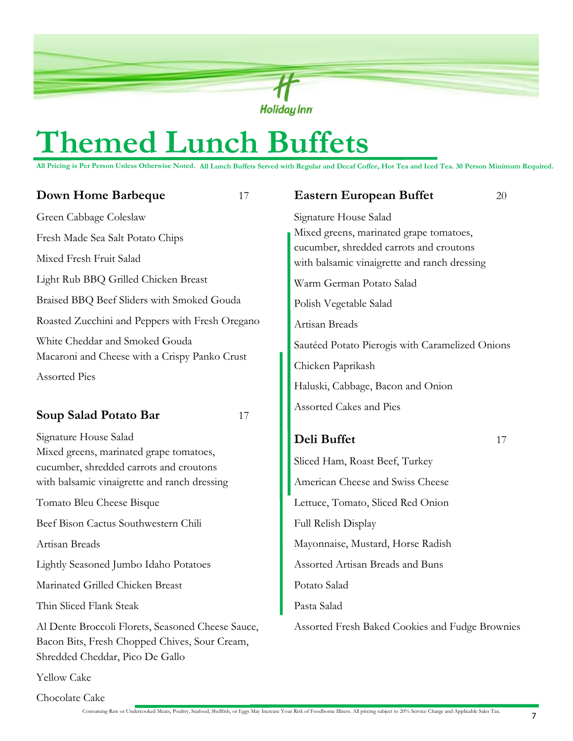# Themed Lunch Buffets

**All Pricing is Per Person Unless Otherwise Noted. All Lunch Buffets Served with Regular and Decaf Coffee, Hot Tea and Iced Tea. 30 Person Minimum Required.**

## Down Home Barbeque 17

Green Cabbage Coleslaw

Fresh Made Sea Salt Potato Chips

Mixed Fresh Fruit Salad

Light Rub BBQ Grilled Chicken Breast

Braised BBQ Beef Sliders with Smoked Gouda

Roasted Zucchini and Peppers with Fresh Oregano

White Cheddar and Smoked Gouda Macaroni and Cheese with a Crispy Panko Crust

Assorted Pies

## Soup Salad Potato Bar 17

Signature House Salad
Mixed greens, marinated grape tomatoes, cucumber, shredded carrots and croutons with balsamic vinaigrette and ranch dressing

Tomato Bleu Cheese Bisque

Beef Bison Cactus Southwestern Chili

Artisan Breads

Lightly Seasoned Jumbo Idaho Potatoes

Marinated Grilled Chicken Breast

Thin Sliced Flank Steak

Al Dente Broccoli Florets, Seasoned Cheese Sauce, Bacon Bits, Fresh Chopped Chives, Sour Cream, Shredded Cheddar, Pico De Gallo

Yellow Cake

Chocolate Cake

## Eastern European Buffet 20

Signature House Salad
Mixed greens, marinated grape tomatoes, cucumber, shredded carrots and croutons with balsamic vinaigrette and ranch dressing

Warm German Potato Salad

Polish Vegetable Salad

Artisan Breads

Sautéed Potato Pierogis with Caramelized Onions

Chicken Paprikash

Haluski, Cabbage, Bacon and Onion

Assorted Cakes and Pies

## Deli Buffet 17

Sliced Ham, Roast Beef, Turkey

American Cheese and Swiss Cheese

Lettuce, Tomato, Sliced Red Onion

Full Relish Display

Mayonnaise, Mustard, Horse Radish

Assorted Artisan Breads and Buns

Potato Salad

Pasta Salad

Assorted Fresh Baked Cookies and Fudge Brownies

Consuming Raw or Undercooked Meats, Poultry, Seafood, Shellfish, or Eggs May Increase Your Risk of Foodborne Illness. All pricing subject to 20% Service Charge and Applicable Sales Tax.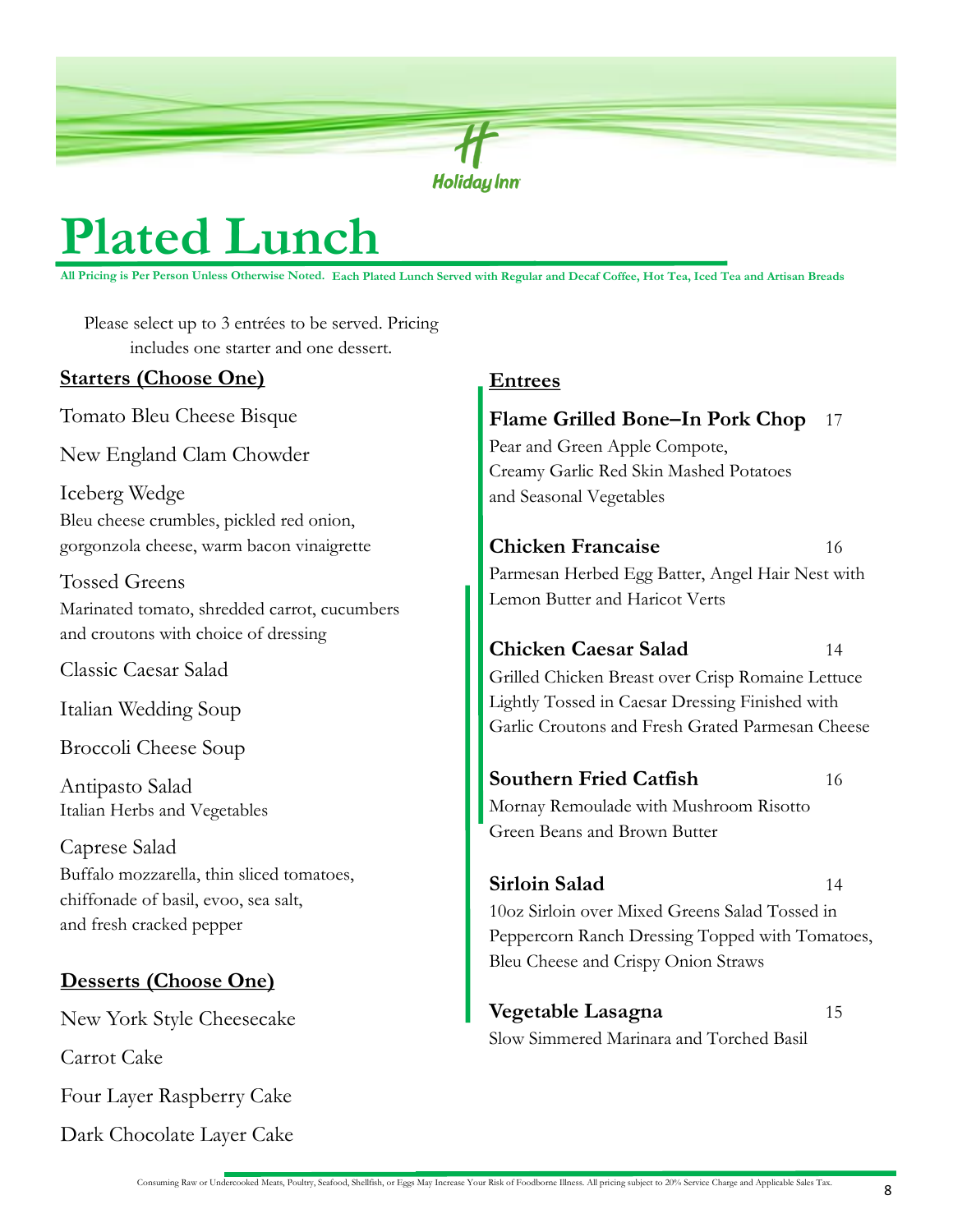Holiday Inn

# Plated Lunch

**All Pricing is Per Person Unless Otherwise Noted. Each Plated Lunch Served with Regular and Decaf Coffee, Hot Tea, Iced Tea and Artisan Breads**

Please select up to 3 entrées to be served. Pricing includes one starter and one dessert.

## Starters (Choose One)

Tomato Bleu Cheese Bisque

New England Clam Chowder

Iceberg Wedge
Bleu cheese crumbles, pickled red onion, gorgonzola cheese, warm bacon vinaigrette

Tossed Greens
Marinated tomato, shredded carrot, cucumbers and croutons with choice of dressing

Classic Caesar Salad

Italian Wedding Soup

Broccoli Cheese Soup

Antipasto Salad
Italian Herbs and Vegetables

Caprese Salad
Buffalo mozzarella, thin sliced tomatoes, chiffonade of basil, evoo, sea salt, and fresh cracked pepper

## Desserts (Choose One)

New York Style Cheesecake

Carrot Cake

Four Layer Raspberry Cake

Dark Chocolate Layer Cake

## Entrees

**Flame Grilled Bone–In Pork Chop** 17
Pear and Green Apple Compote, Creamy Garlic Red Skin Mashed Potatoes and Seasonal Vegetables

**Chicken Francaise** 16
Parmesan Herbed Egg Batter, Angel Hair Nest with Lemon Butter and Haricot Verts

**Chicken Caesar Salad** 14
Grilled Chicken Breast over Crisp Romaine Lettuce Lightly Tossed in Caesar Dressing Finished with Garlic Croutons and Fresh Grated Parmesan Cheese

**Southern Fried Catfish** 16
Mornay Remoulade with Mushroom Risotto Green Beans and Brown Butter

**Sirloin Salad** 14
10oz Sirloin over Mixed Greens Salad Tossed in Peppercorn Ranch Dressing Topped with Tomatoes, Bleu Cheese and Crispy Onion Straws

**Vegetable Lasagna** 15
Slow Simmered Marinara and Torched Basil

Consuming Raw or Undercooked Meats, Poultry, Seafood, Shellfish, or Eggs May Increase Your Risk of Foodborne Illness. All pricing subject to 20% Service Charge and Applicable Sales Tax.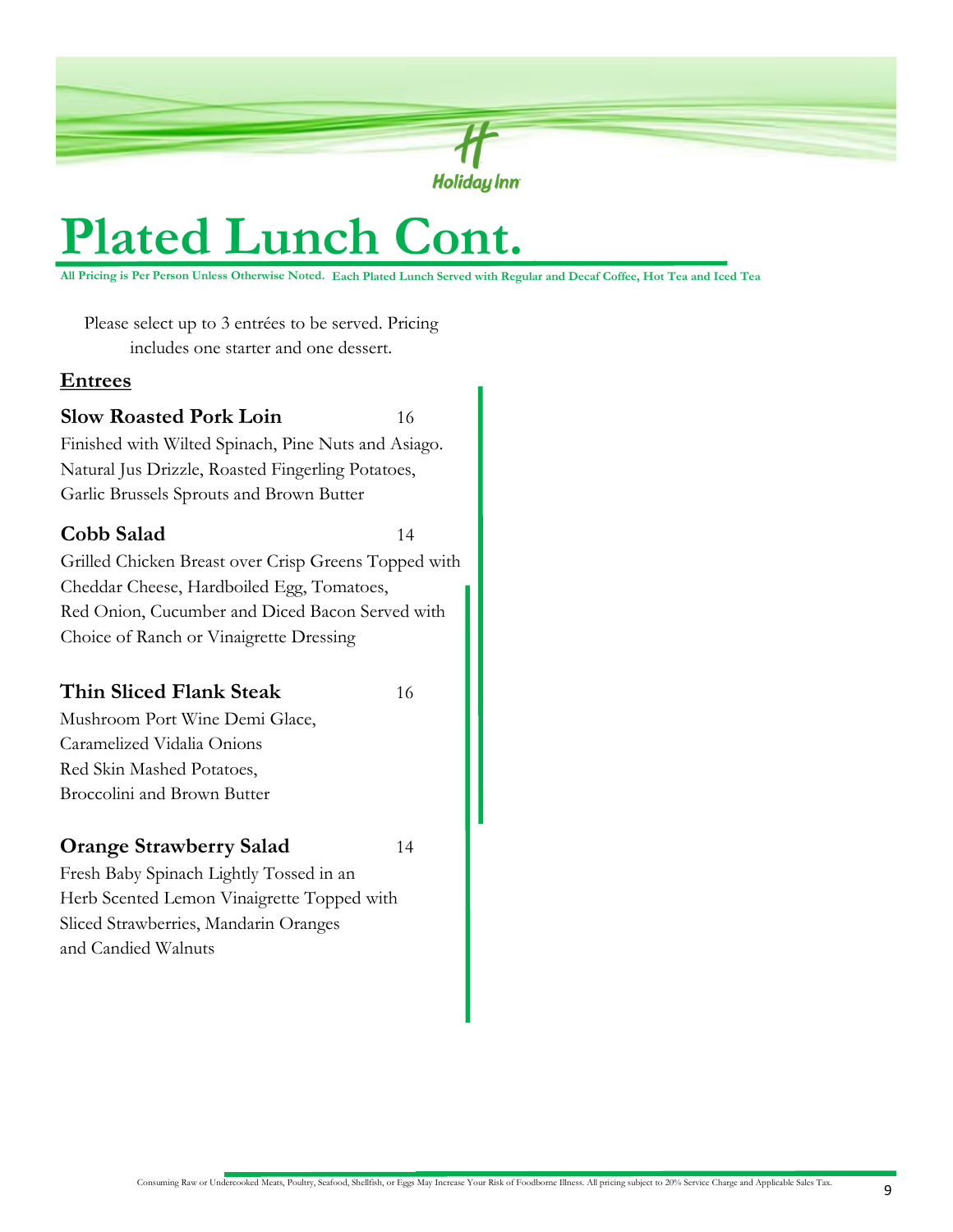# Plated Lunch Cont.

**All Pricing is Per Person Unless Otherwise Noted. Each Plated Lunch Served with Regular and Decaf Coffee, Hot Tea and Iced Tea**

Please select up to 3 entrées to be served. Pricing includes one starter and one dessert.

## Entrees

**Slow Roasted Pork Loin** 16

Finished with Wilted Spinach, Pine Nuts and Asiago. Natural Jus Drizzle, Roasted Fingerling Potatoes, Garlic Brussels Sprouts and Brown Butter

**Cobb Salad** 14

Grilled Chicken Breast over Crisp Greens Topped with Cheddar Cheese, Hardboiled Egg, Tomatoes, Red Onion, Cucumber and Diced Bacon Served with Choice of Ranch or Vinaigrette Dressing

**Thin Sliced Flank Steak** 16

Mushroom Port Wine Demi Glace, Caramelized Vidalia Onions Red Skin Mashed Potatoes, Broccolini and Brown Butter

**Orange Strawberry Salad** 14

Fresh Baby Spinach Lightly Tossed in an Herb Scented Lemon Vinaigrette Topped with Sliced Strawberries, Mandarin Oranges and Candied Walnuts

Consuming Raw or Undercooked Meats, Poultry, Seafood, Shellfish, or Eggs May Increase Your Risk of Foodborne Illness. All pricing subject to 20% Service Charge and Applicable Sales Tax.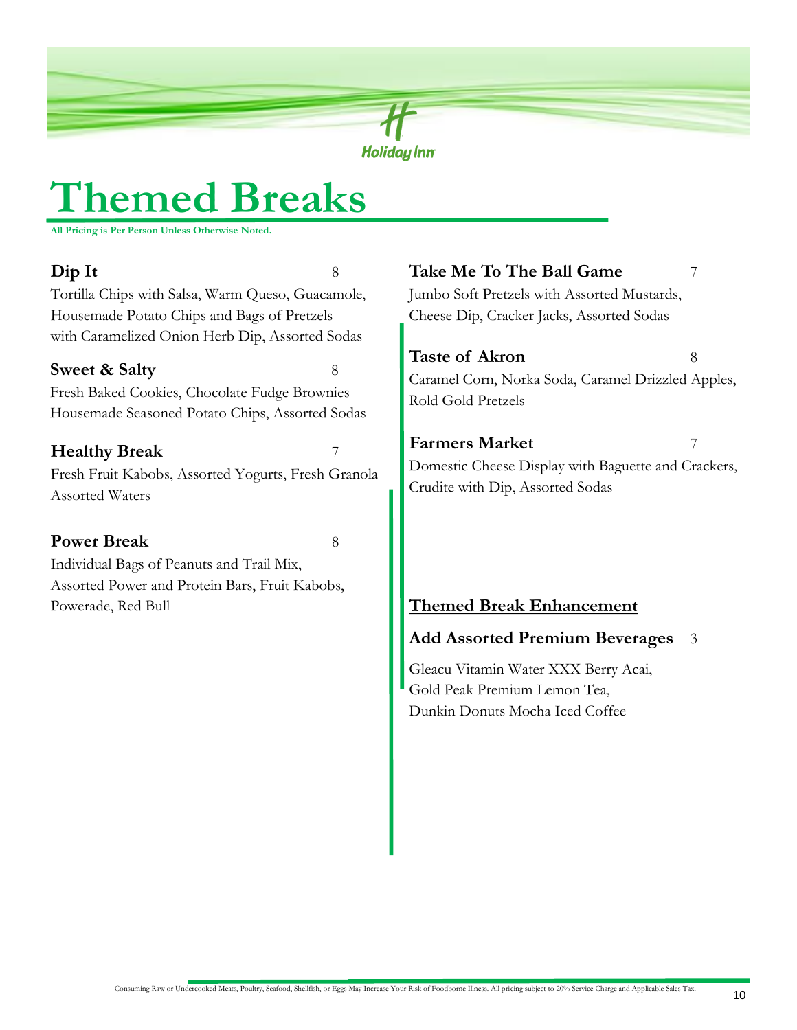# Themed Breaks

**All Pricing is Per Person Unless Otherwise Noted.**

**Dip It** 8

Tortilla Chips with Salsa, Warm Queso, Guacamole, Housemade Potato Chips and Bags of Pretzels with Caramelized Onion Herb Dip, Assorted Sodas

**Sweet & Salty** 8

Fresh Baked Cookies, Chocolate Fudge Brownies Housemade Seasoned Potato Chips, Assorted Sodas

**Healthy Break** 7

Fresh Fruit Kabobs, Assorted Yogurts, Fresh Granola Assorted Waters

**Power Break** 8

Individual Bags of Peanuts and Trail Mix, Assorted Power and Protein Bars, Fruit Kabobs, Powerade, Red Bull

**Take Me To The Ball Game** 7

Jumbo Soft Pretzels with Assorted Mustards, Cheese Dip, Cracker Jacks, Assorted Sodas

**Taste of Akron** 8

Caramel Corn, Norka Soda, Caramel Drizzled Apples, Rold Gold Pretzels

**Farmers Market** 7

Domestic Cheese Display with Baguette and Crackers, Crudite with Dip, Assorted Sodas

**Themed Break Enhancement**

**Add Assorted Premium Beverages** 3

Gleacu Vitamin Water XXX Berry Acai,
Gold Peak Premium Lemon Tea,
Dunkin Donuts Mocha Iced Coffee

Consuming Raw or Undercooked Meats, Poultry, Seafood, Shellfish, or Eggs May Increase Your Risk of Foodborne Illness. All pricing subject to 20% Service Charge and Applicable Sales Tax.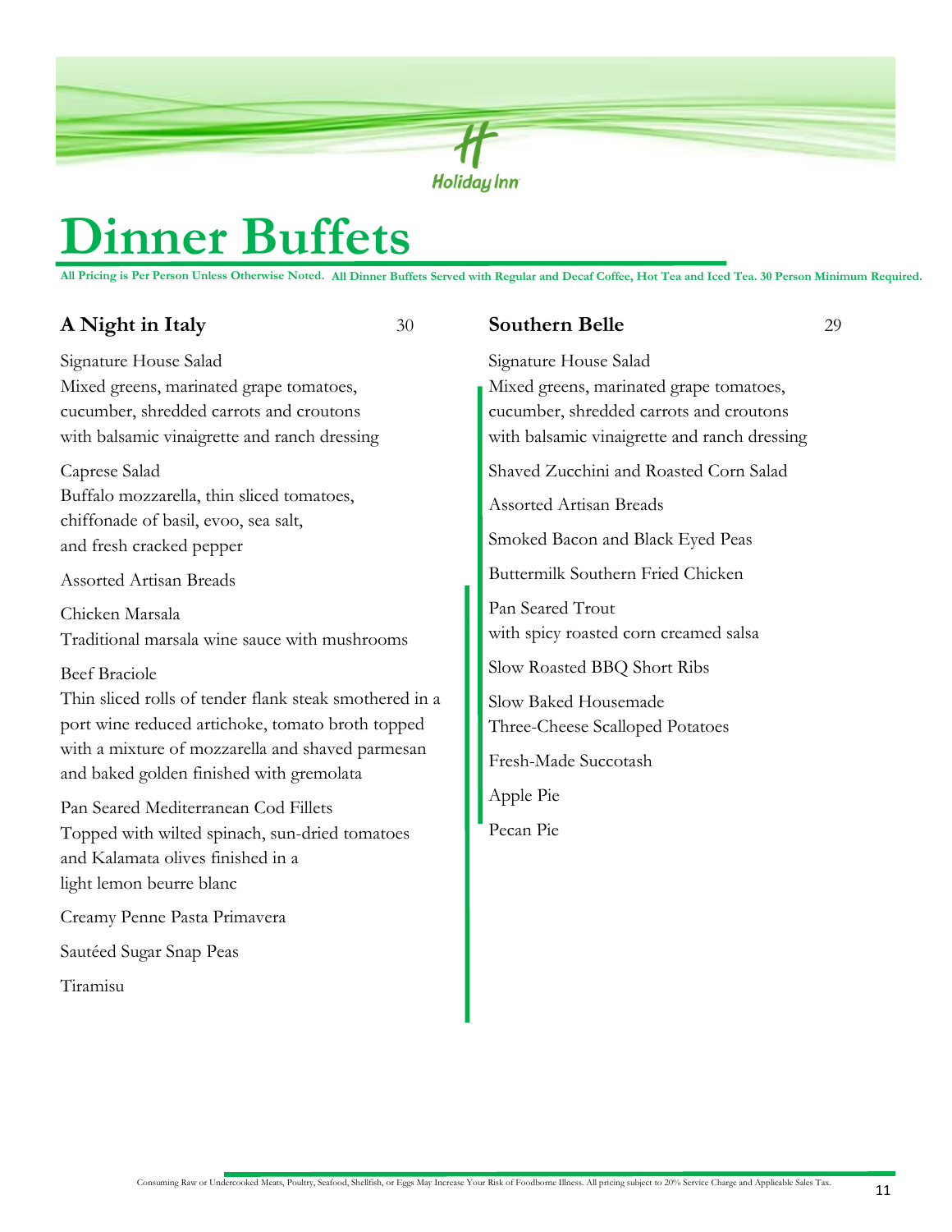# Dinner Buffets

**All Pricing is Per Person Unless Otherwise Noted. All Dinner Buffets Served with Regular and Decaf Coffee, Hot Tea and Iced Tea. 30 Person Minimum Required.**

## A Night in Italy 30

Signature House Salad
Mixed greens, marinated grape tomatoes, cucumber, shredded carrots and croutons with balsamic vinaigrette and ranch dressing

Caprese Salad
Buffalo mozzarella, thin sliced tomatoes, chiffonade of basil, evoo, sea salt, and fresh cracked pepper

Assorted Artisan Breads

Chicken Marsala
Traditional marsala wine sauce with mushrooms

Beef Braciole
Thin sliced rolls of tender flank steak smothered in a port wine reduced artichoke, tomato broth topped with a mixture of mozzarella and shaved parmesan and baked golden finished with gremolata

Pan Seared Mediterranean Cod Fillets
Topped with wilted spinach, sun-dried tomatoes and Kalamata olives finished in a light lemon beurre blanc

Creamy Penne Pasta Primavera

Sautéed Sugar Snap Peas

Tiramisu

## Southern Belle 29

Signature House Salad
Mixed greens, marinated grape tomatoes, cucumber, shredded carrots and croutons with balsamic vinaigrette and ranch dressing

Shaved Zucchini and Roasted Corn Salad

Assorted Artisan Breads

Smoked Bacon and Black Eyed Peas

Buttermilk Southern Fried Chicken

Pan Seared Trout
with spicy roasted corn creamed salsa

Slow Roasted BBQ Short Ribs

Slow Baked Housemade
Three-Cheese Scalloped Potatoes

Fresh-Made Succotash

Apple Pie

Pecan Pie

Consuming Raw or Undercooked Meats, Poultry, Seafood, Shellfish, or Eggs May Increase Your Risk of Foodborne Illness. All pricing subject to 20% Service Charge and Applicable Sales Tax.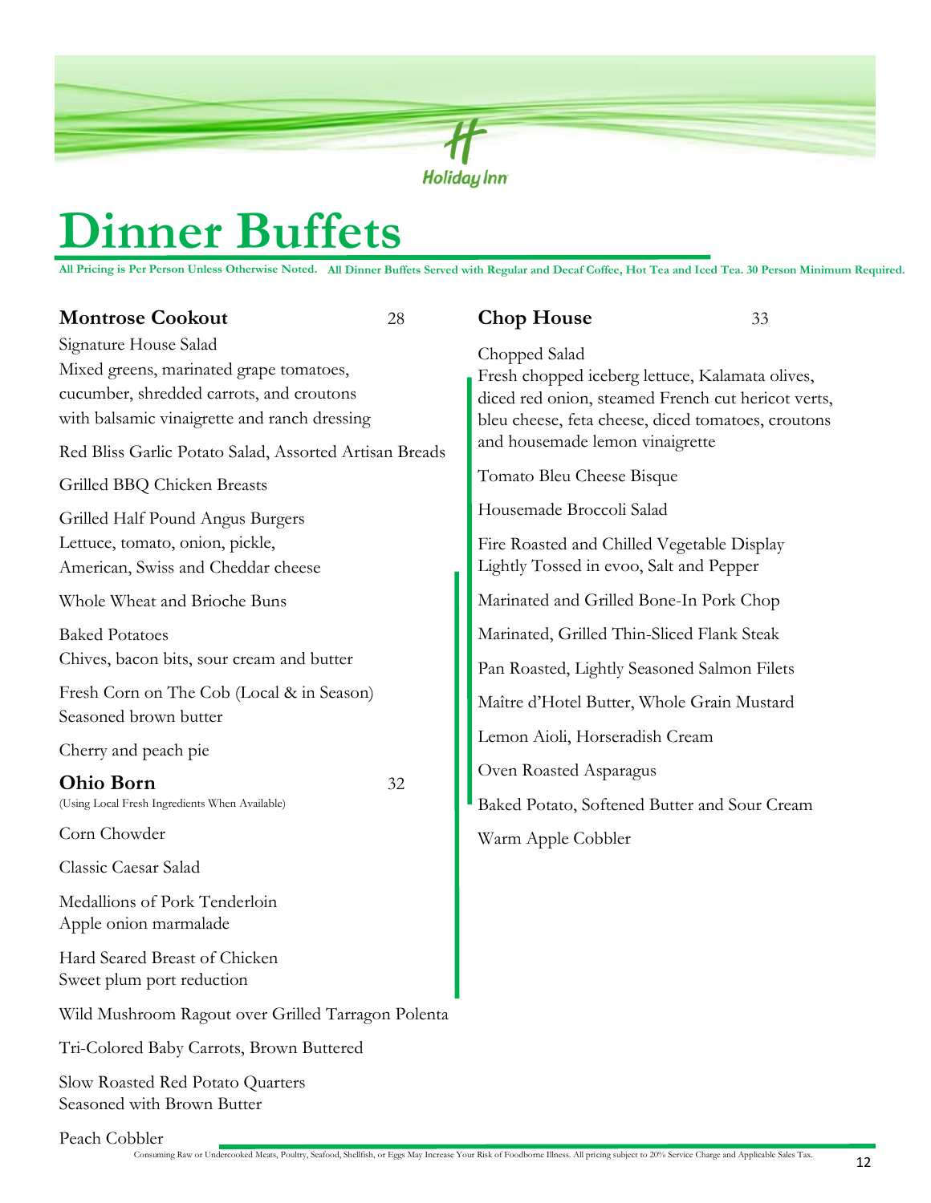Holiday Inn

# Dinner Buffets

**All Pricing is Per Person Unless Otherwise Noted. All Dinner Buffets Served with Regular and Decaf Coffee, Hot Tea and Iced Tea. 30 Person Minimum Required.**

## Montrose Cookout 28

Signature House Salad
Mixed greens, marinated grape tomatoes, cucumber, shredded carrots, and croutons with balsamic vinaigrette and ranch dressing

Red Bliss Garlic Potato Salad, Assorted Artisan Breads

Grilled BBQ Chicken Breasts

Grilled Half Pound Angus Burgers
Lettuce, tomato, onion, pickle, American, Swiss and Cheddar cheese

Whole Wheat and Brioche Buns

Baked Potatoes
Chives, bacon bits, sour cream and butter

Fresh Corn on The Cob (Local & in Season)
Seasoned brown butter

Cherry and peach pie

## Ohio Born 32

(Using Local Fresh Ingredients When Available)

Corn Chowder

Classic Caesar Salad

Medallions of Pork Tenderloin
Apple onion marmalade

Hard Seared Breast of Chicken
Sweet plum port reduction

Wild Mushroom Ragout over Grilled Tarragon Polenta

Tri-Colored Baby Carrots, Brown Buttered

Slow Roasted Red Potato Quarters
Seasoned with Brown Butter

Peach Cobbler

## Chop House 33

Chopped Salad
Fresh chopped iceberg lettuce, Kalamata olives, diced red onion, steamed French cut hericot verts, bleu cheese, feta cheese, diced tomatoes, croutons and housemade lemon vinaigrette

Tomato Bleu Cheese Bisque

Housemade Broccoli Salad

Fire Roasted and Chilled Vegetable Display
Lightly Tossed in evoo, Salt and Pepper

Marinated and Grilled Bone-In Pork Chop

Marinated, Grilled Thin-Sliced Flank Steak

Pan Roasted, Lightly Seasoned Salmon Filets

Maître d'Hotel Butter, Whole Grain Mustard

Lemon Aioli, Horseradish Cream

Oven Roasted Asparagus

Baked Potato, Softened Butter and Sour Cream

Warm Apple Cobbler

Consuming Raw or Undercooked Meats, Poultry, Seafood, Shellfish, or Eggs May Increase Your Risk of Foodborne Illness. All pricing subject to 20% Service Charge and Applicable Sales Tax.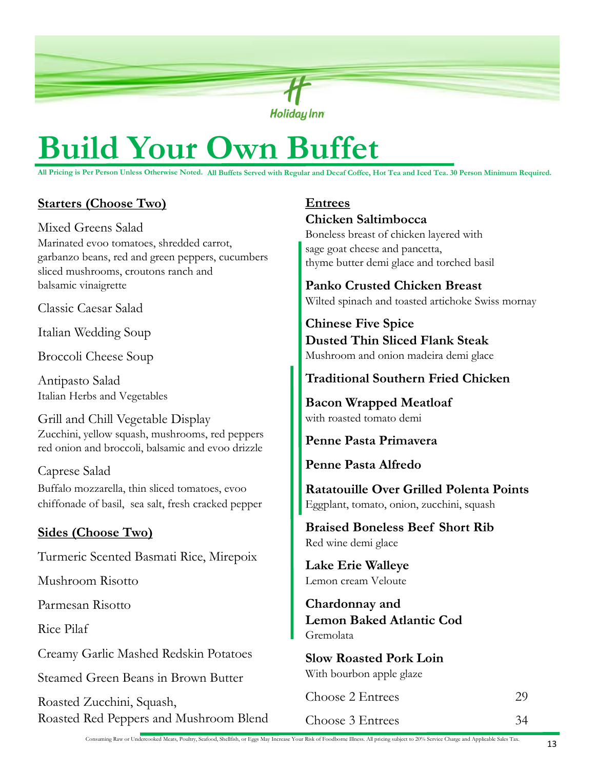Holiday Inn

# Build Your Own Buffet

**All Pricing is Per Person Unless Otherwise Noted. All Buffets Served with Regular and Decaf Coffee, Hot Tea and Iced Tea. 30 Person Minimum Required.**

## Starters (Choose Two)

Mixed Greens Salad
Marinated evoo tomatoes, shredded carrot, garbanzo beans, red and green peppers, cucumbers sliced mushrooms, croutons ranch and balsamic vinaigrette

Classic Caesar Salad

Italian Wedding Soup

Broccoli Cheese Soup

Antipasto Salad
Italian Herbs and Vegetables

Grill and Chill Vegetable Display
Zucchini, yellow squash, mushrooms, red peppers red onion and broccoli, balsamic and evoo drizzle

Caprese Salad
Buffalo mozzarella, thin sliced tomatoes, evoo chiffonade of basil, sea salt, fresh cracked pepper

## Sides (Choose Two)

Turmeric Scented Basmati Rice, Mirepoix

Mushroom Risotto

Parmesan Risotto

Rice Pilaf

Creamy Garlic Mashed Redskin Potatoes

Steamed Green Beans in Brown Butter

Roasted Zucchini, Squash, Roasted Red Peppers and Mushroom Blend

## Entrees

**Chicken Saltimbocca**
Boneless breast of chicken layered with sage goat cheese and pancetta, thyme butter demi glace and torched basil

**Panko Crusted Chicken Breast**
Wilted spinach and toasted artichoke Swiss mornay

**Chinese Five Spice Dusted Thin Sliced Flank Steak**
Mushroom and onion madeira demi glace

**Traditional Southern Fried Chicken**

**Bacon Wrapped Meatloaf**
with roasted tomato demi

**Penne Pasta Primavera**

**Penne Pasta Alfredo**

**Ratatouille Over Grilled Polenta Points**
Eggplant, tomato, onion, zucchini, squash

**Braised Boneless Beef Short Rib**
Red wine demi glace

**Lake Erie Walleye**
Lemon cream Veloute

**Chardonnay and Lemon Baked Atlantic Cod**
Gremolata

**Slow Roasted Pork Loin**
With bourbon apple glaze

| | |
|---|---|
| Choose 2 Entrees | 29 |
| Choose 3 Entrees | 34 |

Consuming Raw or Undercooked Meats, Poultry, Seafood, Shellfish, or Eggs May Increase Your Risk of Foodborne Illness. All pricing subject to 20% Service Charge and Applicable Sales Tax.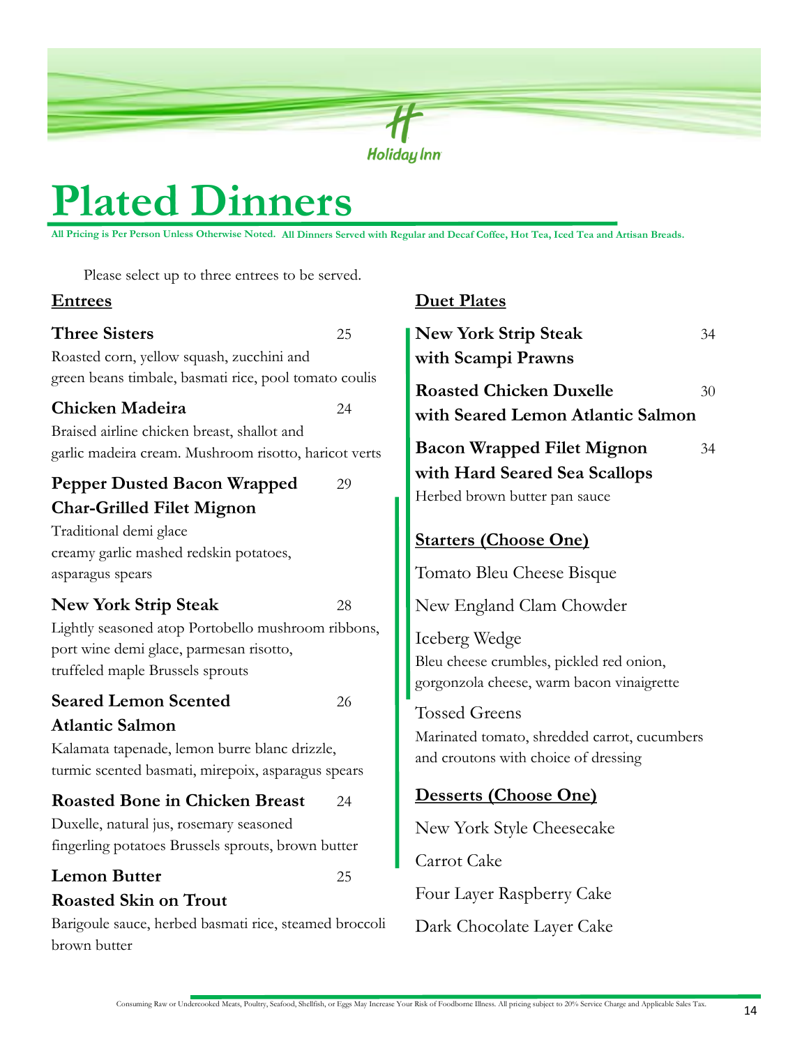# Plated Dinners

**All Pricing is Per Person Unless Otherwise Noted. All Dinners Served with Regular and Decaf Coffee, Hot Tea, Iced Tea and Artisan Breads.**

Please select up to three entrees to be served.

## Entrees

**Three Sisters** 25
Roasted corn, yellow squash, zucchini and green beans timbale, basmati rice, pool tomato coulis

**Chicken Madeira** 24
Braised airline chicken breast, shallot and garlic madeira cream. Mushroom risotto, haricot verts

**Pepper Dusted Bacon Wrapped Char-Grilled Filet Mignon** 29
Traditional demi glace
creamy garlic mashed redskin potatoes,
asparagus spears

**New York Strip Steak** 28
Lightly seasoned atop Portobello mushroom ribbons, port wine demi glace, parmesan risotto, truffeled maple Brussels sprouts

**Seared Lemon Scented Atlantic Salmon** 26
Kalamata tapenade, lemon burre blanc drizzle, turmic scented basmati, mirepoix, asparagus spears

**Roasted Bone in Chicken Breast** 24
Duxelle, natural jus, rosemary seasoned fingerling potatoes Brussels sprouts, brown butter

**Lemon Butter Roasted Skin on Trout** 25
Barigoule sauce, herbed basmati rice, steamed broccoli brown butter

## Duet Plates

**New York Strip Steak with Scampi Prawns** 34

**Roasted Chicken Duxelle with Seared Lemon Atlantic Salmon** 30

**Bacon Wrapped Filet Mignon with Hard Seared Sea Scallops** 34
Herbed brown butter pan sauce

## Starters (Choose One)

Tomato Bleu Cheese Bisque

New England Clam Chowder

Iceberg Wedge
Bleu cheese crumbles, pickled red onion, gorgonzola cheese, warm bacon vinaigrette

Tossed Greens
Marinated tomato, shredded carrot, cucumbers and croutons with choice of dressing

## Desserts (Choose One)

New York Style Cheesecake

Carrot Cake

Four Layer Raspberry Cake

Dark Chocolate Layer Cake

Consuming Raw or Undercooked Meats, Poultry, Seafood, Shellfish, or Eggs May Increase Your Risk of Foodborne Illness. All pricing subject to 20% Service Charge and Applicable Sales Tax.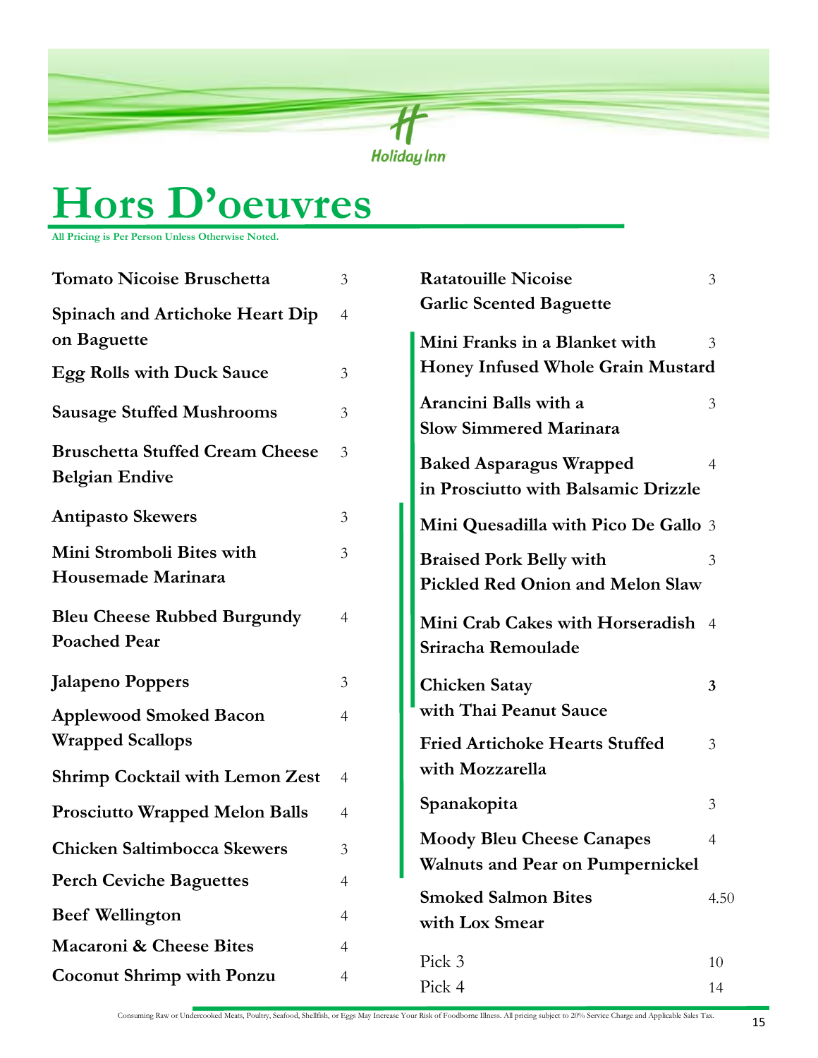# Hors D'oeuvres

**All Pricing is Per Person Unless Otherwise Noted.**

| Item | Price |
|---|---|
| **Tomato Nicoise Bruschetta** | 3 |
| **Spinach and Artichoke Heart Dip on Baguette** | 4 |
| **Egg Rolls with Duck Sauce** | 3 |
| **Sausage Stuffed Mushrooms** | 3 |
| **Bruschetta Stuffed Cream Cheese Belgian Endive** | 3 |
| **Antipasto Skewers** | 3 |
| **Mini Stromboli Bites with Housemade Marinara** | 3 |
| **Bleu Cheese Rubbed Burgundy Poached Pear** | 4 |
| **Jalapeno Poppers** | 3 |
| **Applewood Smoked Bacon Wrapped Scallops** | 4 |
| **Shrimp Cocktail with Lemon Zest** | 4 |
| **Prosciutto Wrapped Melon Balls** | 4 |
| **Chicken Saltimbocca Skewers** | 3 |
| **Perch Ceviche Baguettes** | 4 |
| **Beef Wellington** | 4 |
| **Macaroni & Cheese Bites** | 4 |
| **Coconut Shrimp with Ponzu** | 4 |
| **Ratatouille Nicoise Garlic Scented Baguette** | 3 |
| **Mini Franks in a Blanket with Honey Infused Whole Grain Mustard** | 3 |
| **Arancini Balls with a Slow Simmered Marinara** | 3 |
| **Baked Asparagus Wrapped in Prosciutto with Balsamic Drizzle** | 4 |
| **Mini Quesadilla with Pico De Gallo** | 3 |
| **Braised Pork Belly with Pickled Red Onion and Melon Slaw** | 3 |
| **Mini Crab Cakes with Horseradish Sriracha Remoulade** | 4 |
| **Chicken Satay with Thai Peanut Sauce** | **3** |
| **Fried Artichoke Hearts Stuffed with Mozzarella** | 3 |
| **Spanakopita** | 3 |
| **Moody Bleu Cheese Canapes Walnuts and Pear on Pumpernickel** | 4 |
| **Smoked Salmon Bites with Lox Smear** | 4.50 |
| Pick 3 | 10 |
| Pick 4 | 14 |

Consuming Raw or Undercooked Meats, Poultry, Seafood, Shellfish, or Eggs May Increase Your Risk of Foodborne Illness. All pricing subject to 20% Service Charge and Applicable Sales Tax.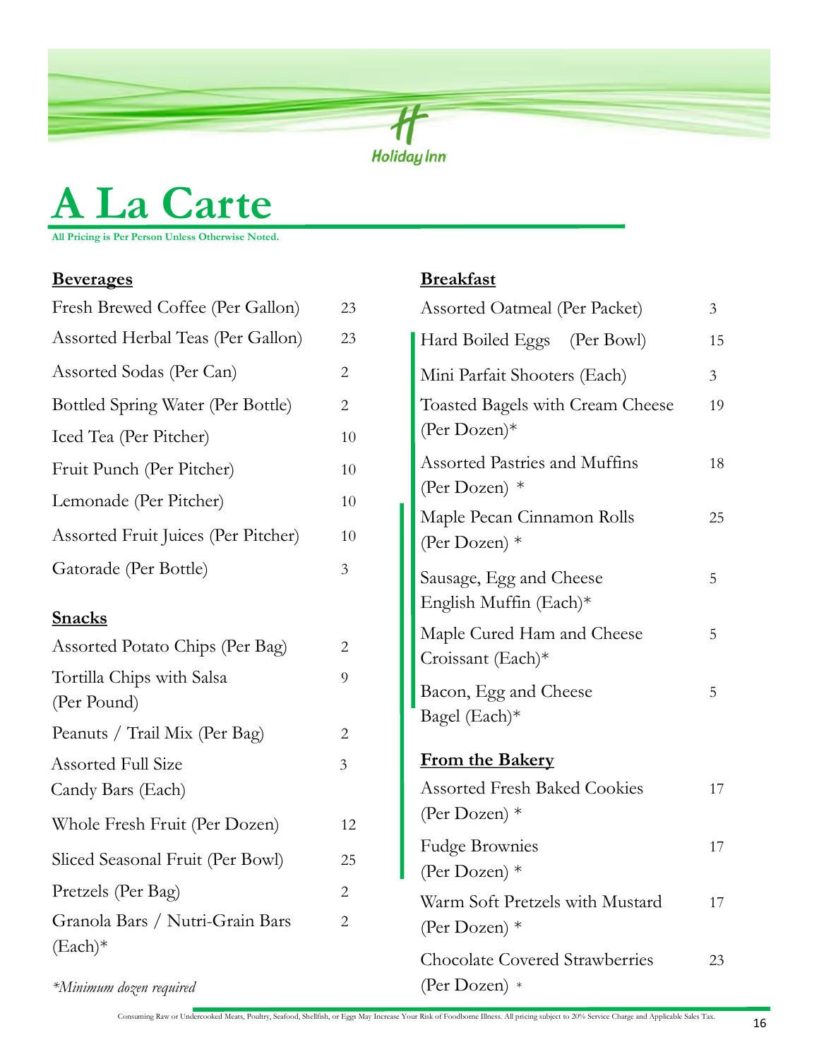# A La Carte

**All Pricing is Per Person Unless Otherwise Noted.**

## Beverages

| Item | Price |
|---|---|
| Fresh Brewed Coffee (Per Gallon) | 23 |
| Assorted Herbal Teas (Per Gallon) | 23 |
| Assorted Sodas (Per Can) | 2 |
| Bottled Spring Water (Per Bottle) | 2 |
| Iced Tea (Per Pitcher) | 10 |
| Fruit Punch (Per Pitcher) | 10 |
| Lemonade (Per Pitcher) | 10 |
| Assorted Fruit Juices (Per Pitcher) | 10 |
| Gatorade (Per Bottle) | 3 |

## Snacks

| Item | Price |
|---|---|
| Assorted Potato Chips (Per Bag) | 2 |
| Tortilla Chips with Salsa (Per Pound) | 9 |
| Peanuts / Trail Mix (Per Bag) | 2 |
| Assorted Full Size Candy Bars (Each) | 3 |
| Whole Fresh Fruit (Per Dozen) | 12 |
| Sliced Seasonal Fruit (Per Bowl) | 25 |
| Pretzels (Per Bag) | 2 |
| Granola Bars / Nutri-Grain Bars (Each)* | 2 |

*\*Minimum dozen required*

## Breakfast

| Item | Price |
|---|---|
| Assorted Oatmeal (Per Packet) | 3 |
| Hard Boiled Eggs (Per Bowl) | 15 |
| Mini Parfait Shooters (Each) | 3 |
| Toasted Bagels with Cream Cheese (Per Dozen)* | 19 |
| Assorted Pastries and Muffins (Per Dozen) * | 18 |
| Maple Pecan Cinnamon Rolls (Per Dozen) * | 25 |
| Sausage, Egg and Cheese English Muffin (Each)* | 5 |
| Maple Cured Ham and Cheese Croissant (Each)* | 5 |
| Bacon, Egg and Cheese Bagel (Each)* | 5 |

## From the Bakery

| Item | Price |
|---|---|
| Assorted Fresh Baked Cookies (Per Dozen) * | 17 |
| Fudge Brownies (Per Dozen) * | 17 |
| Warm Soft Pretzels with Mustard (Per Dozen) * | 17 |
| Chocolate Covered Strawberries (Per Dozen) * | 23 |

Consuming Raw or Undercooked Meats, Poultry, Seafood, Shellfish, or Eggs May Increase Your Risk of Foodborne Illness. All pricing subject to 20% Service Charge and Applicable Sales Tax.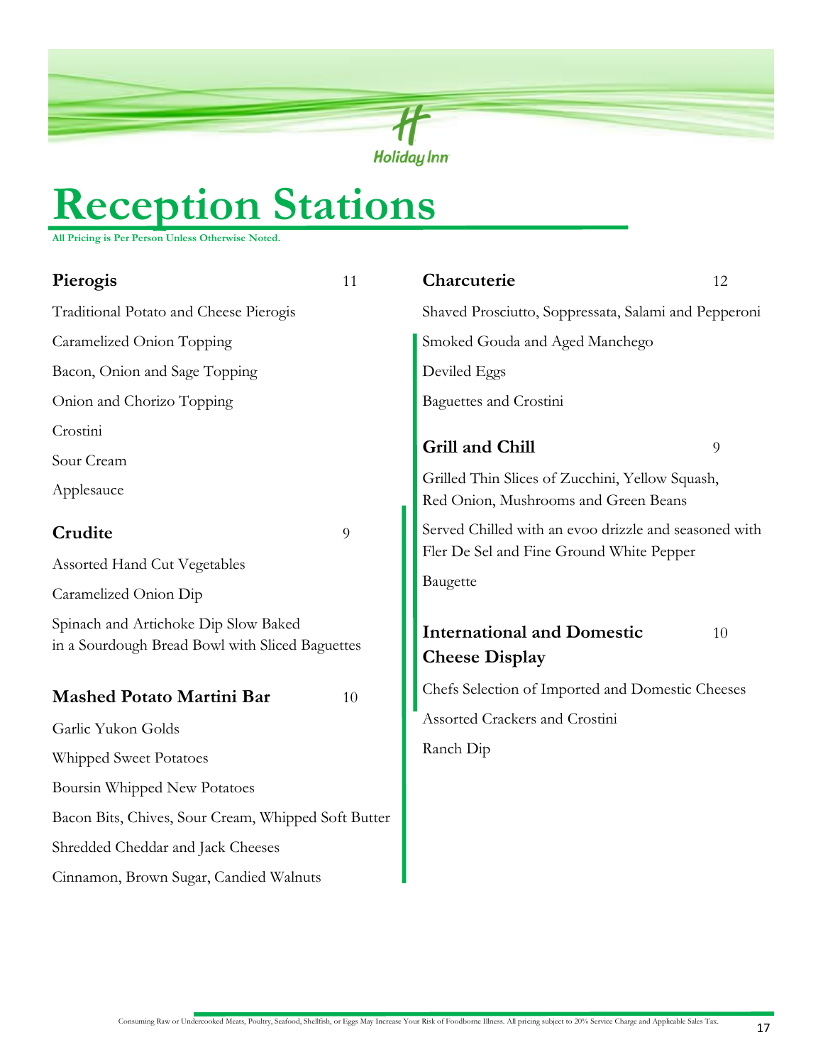# Reception Stations

**All Pricing is Per Person Unless Otherwise Noted.**

### Pierogis 11

Traditional Potato and Cheese Pierogis

Caramelized Onion Topping

Bacon, Onion and Sage Topping

Onion and Chorizo Topping

Crostini

Sour Cream

Applesauce

### Crudite 9

Assorted Hand Cut Vegetables

Caramelized Onion Dip

Spinach and Artichoke Dip Slow Baked in a Sourdough Bread Bowl with Sliced Baguettes

### Mashed Potato Martini Bar 10

Garlic Yukon Golds

Whipped Sweet Potatoes

Boursin Whipped New Potatoes

Bacon Bits, Chives, Sour Cream, Whipped Soft Butter

Shredded Cheddar and Jack Cheeses

Cinnamon, Brown Sugar, Candied Walnuts

### Charcuterie 12

Shaved Prosciutto, Soppressata, Salami and Pepperoni

Smoked Gouda and Aged Manchego

Deviled Eggs

Baguettes and Crostini

### Grill and Chill 9

Grilled Thin Slices of Zucchini, Yellow Squash, Red Onion, Mushrooms and Green Beans

Served Chilled with an evoo drizzle and seasoned with Fler De Sel and Fine Ground White Pepper

Baugette

### International and Domestic Cheese Display 10

Chefs Selection of Imported and Domestic Cheeses

Assorted Crackers and Crostini

Ranch Dip

Consuming Raw or Undercooked Meats, Poultry, Seafood, Shellfish, or Eggs May Increase Your Risk of Foodborne Illness. All pricing subject to 20% Service Charge and Applicable Sales Tax.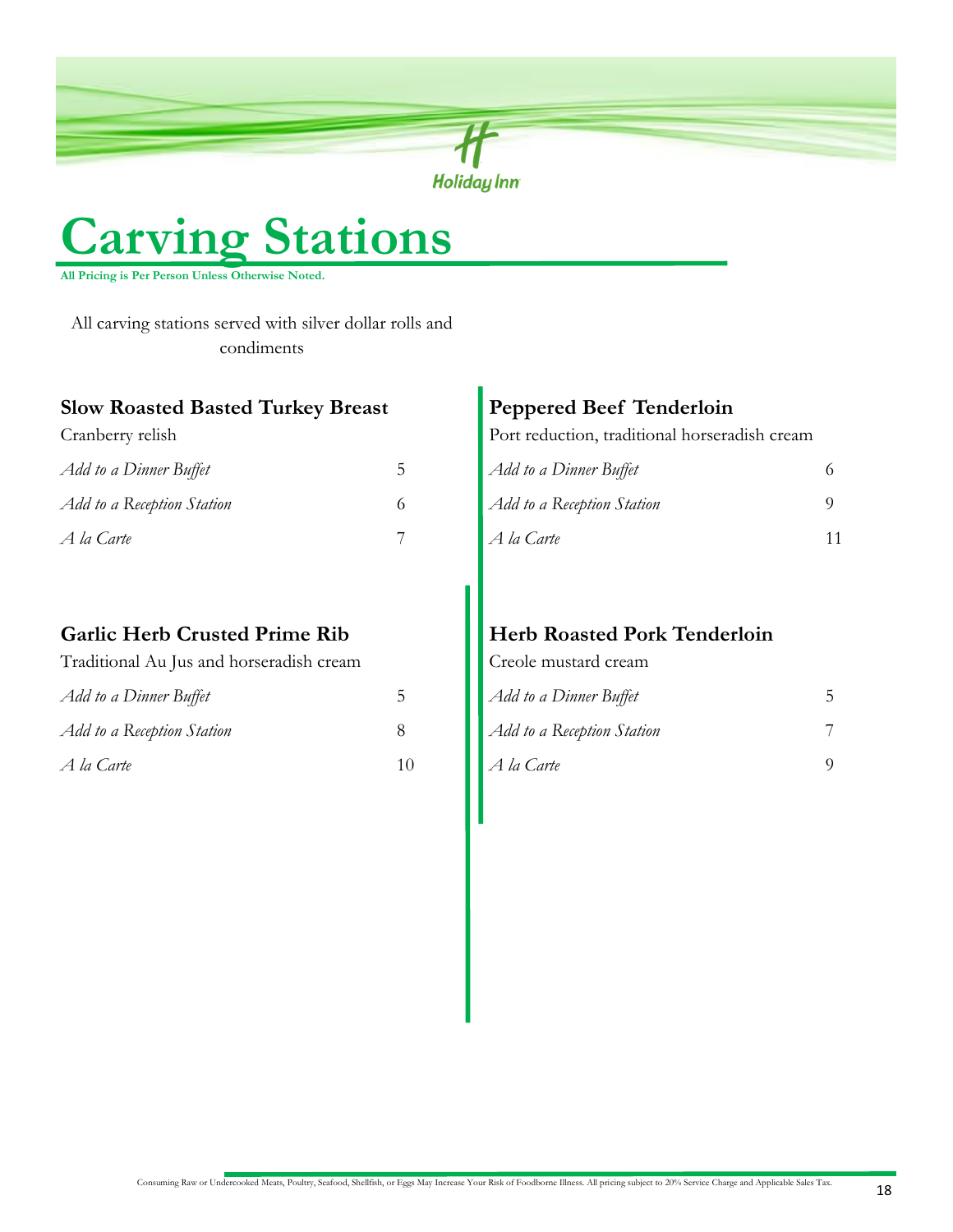# Carving Stations

**All Pricing is Per Person Unless Otherwise Noted.**

All carving stations served with silver dollar rolls and condiments

### Slow Roasted Basted Turkey Breast

Cranberry relish

| | |
|---|---|
| *Add to a Dinner Buffet* | 5 |
| *Add to a Reception Station* | 6 |
| *A la Carte* | 7 |

### Garlic Herb Crusted Prime Rib

Traditional Au Jus and horseradish cream

| | |
|---|---|
| *Add to a Dinner Buffet* | 5 |
| *Add to a Reception Station* | 8 |
| *A la Carte* | 10 |

### Peppered Beef Tenderloin

Port reduction, traditional horseradish cream

| | |
|---|---|
| *Add to a Dinner Buffet* | 6 |
| *Add to a Reception Station* | 9 |
| *A la Carte* | 11 |

### Herb Roasted Pork Tenderloin

Creole mustard cream

| | |
|---|---|
| *Add to a Dinner Buffet* | 5 |
| *Add to a Reception Station* | 7 |
| *A la Carte* | 9 |

Consuming Raw or Undercooked Meats, Poultry, Seafood, Shellfish, or Eggs May Increase Your Risk of Foodborne Illness. All pricing subject to 20% Service Charge and Applicable Sales Tax.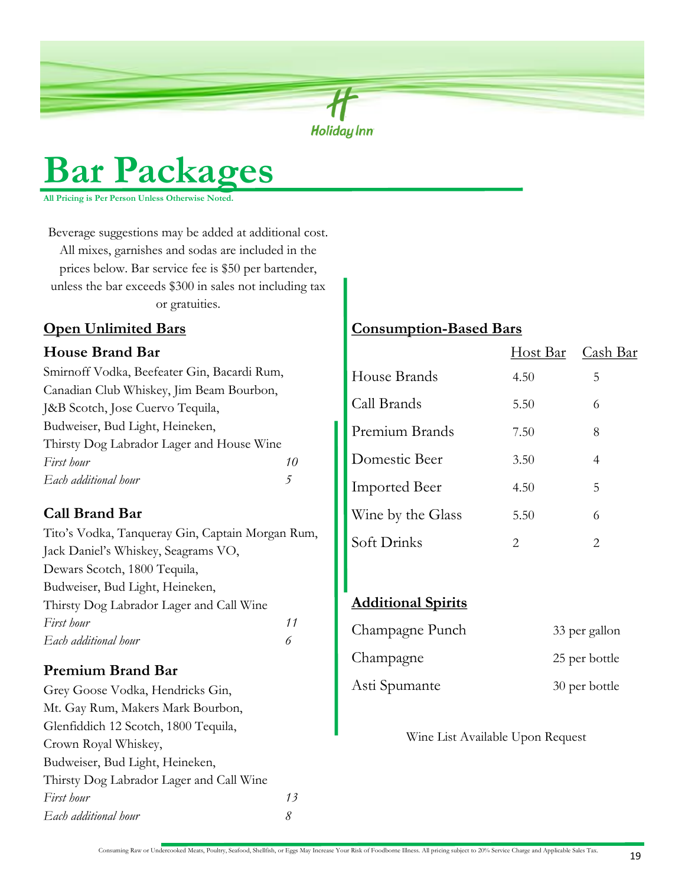# Bar Packages

**All Pricing is Per Person Unless Otherwise Noted.**

Beverage suggestions may be added at additional cost. All mixes, garnishes and sodas are included in the prices below. Bar service fee is $50 per bartender, unless the bar exceeds $300 in sales not including tax or gratuities.

## Open Unlimited Bars

### House Brand Bar

Smirnoff Vodka, Beefeater Gin, Bacardi Rum, Canadian Club Whiskey, Jim Beam Bourbon, J&B Scotch, Jose Cuervo Tequila, Budweiser, Bud Light, Heineken, Thirsty Dog Labrador Lager and House Wine

*First hour* — *10*

*Each additional hour* — *5*

### Call Brand Bar

Tito's Vodka, Tanqueray Gin, Captain Morgan Rum, Jack Daniel's Whiskey, Seagrams VO, Dewars Scotch, 1800 Tequila, Budweiser, Bud Light, Heineken, Thirsty Dog Labrador Lager and Call Wine

*First hour* — *11*

*Each additional hour* — *6*

### Premium Brand Bar

Grey Goose Vodka, Hendricks Gin, Mt. Gay Rum, Makers Mark Bourbon, Glenfiddich 12 Scotch, 1800 Tequila, Crown Royal Whiskey, Budweiser, Bud Light, Heineken, Thirsty Dog Labrador Lager and Call Wine

*First hour* — *13*

*Each additional hour* — *8*

## Consumption-Based Bars

| | Host Bar | Cash Bar |
|---|---|---|
| House Brands | 4.50 | 5 |
| Call Brands | 5.50 | 6 |
| Premium Brands | 7.50 | 8 |
| Domestic Beer | 3.50 | 4 |
| Imported Beer | 4.50 | 5 |
| Wine by the Glass | 5.50 | 6 |
| Soft Drinks | 2 | 2 |

## Additional Spirits

| | |
|---|---|
| Champagne Punch | 33 per gallon |
| Champagne | 25 per bottle |
| Asti Spumante | 30 per bottle |

Wine List Available Upon Request

Consuming Raw or Undercooked Meats, Poultry, Seafood, Shellfish, or Eggs May Increase Your Risk of Foodborne Illness. All pricing subject to 20% Service Charge and Applicable Sales Tax.